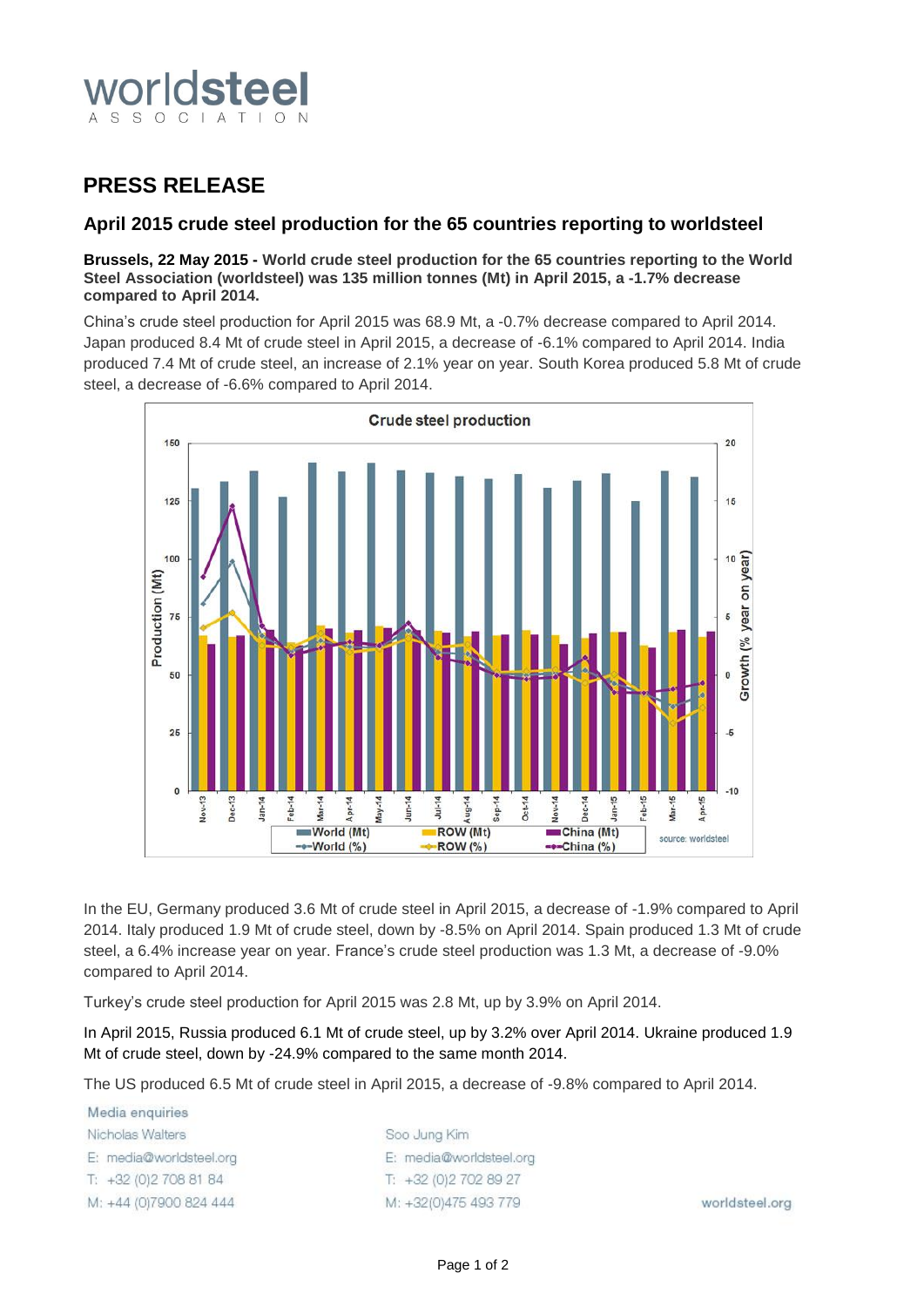# worldsteel ASSOCIATION

## PRESS RELEASE

### April 2015 crude steel production for the 65 countries reporting to worldsteel

**Brussels, 22 May 2015 - World crude steel production for the 65 countries reporting to the World Steel Association (worldsteel) was 135 million tonnes (Mt) in April 2015, a -1.7% decrease compared to April 2014.**

China's crude steel production for April 2015 was 68.9 Mt, a -0.7% decrease compared to April 2014. Japan produced 8.4 Mt of crude steel in April 2015, a decrease of -6.1% compared to April 2014. India produced 7.4 Mt of crude steel, an increase of 2.1% year on year. South Korea produced 5.8 Mt of crude steel, a decrease of -6.6% compared to April 2014.

Crude steel production

In the EU, Germany produced 3.6 Mt of crude steel in April 2015, a decrease of -1.9% compared to April 2014. Italy produced 1.9 Mt of crude steel, down by -8.5% on April 2014. Spain produced 1.3 Mt of crude steel, a 6.4% increase year on year. France's crude steel production was 1.3 Mt, a decrease of -9.0% compared to April 2014.

Turkey's crude steel production for April 2015 was 2.8 Mt, up by 3.9% on April 2014.

In April 2015, Russia produced 6.1 Mt of crude steel, up by 3.2% over April 2014. Ukraine produced 1.9 Mt of crude steel, down by -24.9% compared to the same month 2014.

The US produced 6.5 Mt of crude steel in April 2015, a decrease of -9.8% compared to April 2014.

Media enquiries

Nicholas Walters
E: media@worldsteel.org
T: +32 (0)2 708 81 84
M: +44 (0)7900 824 444

Soo Jung Kim
E: media@worldsteel.org
T: +32 (0)2 702 89 27
M: +32(0)475 493 779

worldsteel.org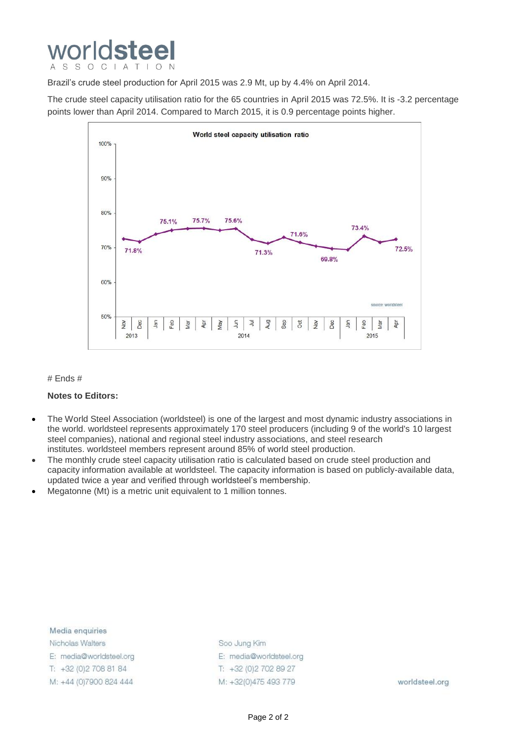Brazil's crude steel production for April 2015 was 2.9 Mt, up by 4.4% on April 2014.

The crude steel capacity utilisation ratio for the 65 countries in April 2015 was 72.5%. It is -3.2 percentage points lower than April 2014. Compared to March 2015, it is 0.9 percentage points higher.

World steel capacity utilisation ratio

100%
90%
80%
70%
60%
50%

75.1% 75.7% 75.6%
71.8%
71.3%
71.6%
69.8%
73.4%
72.5%

Nov Dec Jan Feb Mar Apr May Jun Jul Aug Sep Oct Nov Dec Jan Feb Mar Apr

2013 2014 2015

source: worldsteel

# Ends #

**Notes to Editors:**

- The World Steel Association (worldsteel) is one of the largest and most dynamic industry associations in the world. worldsteel represents approximately 170 steel producers (including 9 of the world's 10 largest steel companies), national and regional steel industry associations, and steel research institutes. worldsteel members represent around 85% of world steel production.
- The monthly crude steel capacity utilisation ratio is calculated based on crude steel production and capacity information available at worldsteel. The capacity information is based on publicly-available data, updated twice a year and verified through worldsteel's membership.
- Megatonne (Mt) is a metric unit equivalent to 1 million tonnes.

Media enquiries

Nicholas Walters
E: media@worldsteel.org
T: +32 (0)2 708 81 84
M: +44 (0)7900 824 444

Soo Jung Kim
E: media@worldsteel.org
T: +32 (0)2 702 89 27
M: +32(0)475 493 779

worldsteel.org